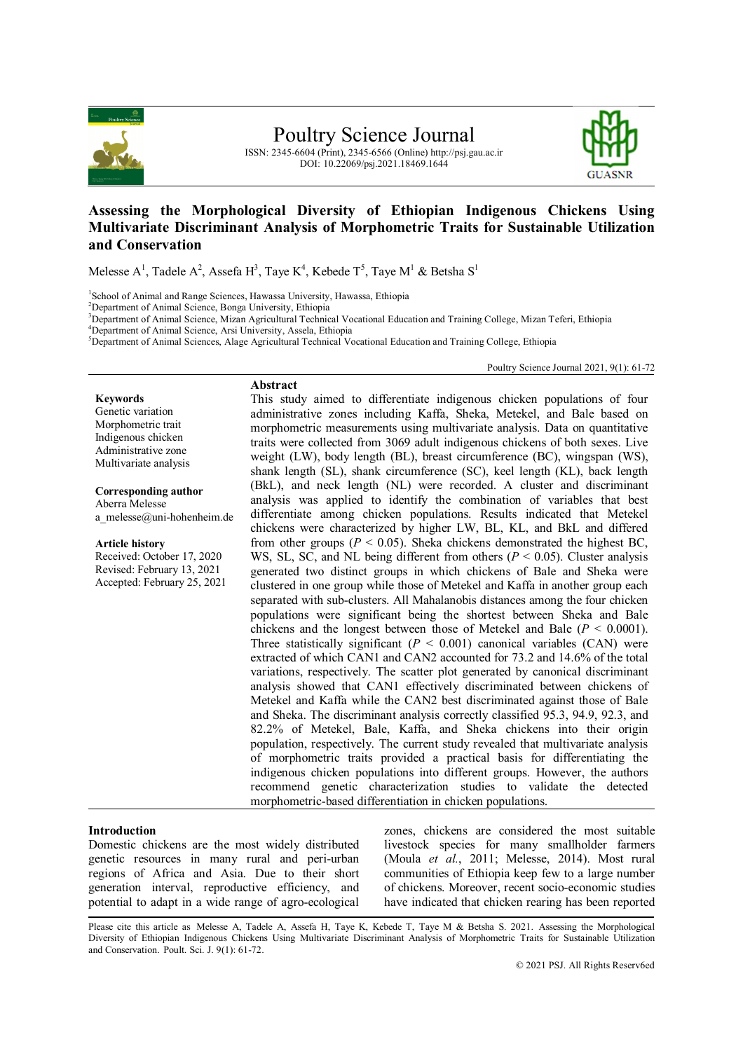# Poultry Science Journal

ISSN: 2345-6604 (Print), 2345-6566 (Online) http://psj.gau.ac.ir
DOI: 10.22069/psj.2021.18469.1644

## Assessing the Morphological Diversity of Ethiopian Indigenous Chickens Using Multivariate Discriminant Analysis of Morphometric Traits for Sustainable Utilization and Conservation

Melesse A[1], Tadele A[2], Assefa H[3], Taye K[4], Kebede T[5], Taye M[1] & Betsha S[1]

[1]School of Animal and Range Sciences, Hawassa University, Hawassa, Ethiopia
[2]Department of Animal Science, Bonga University, Ethiopia
[3]Department of Animal Science, Mizan Agricultural Technical Vocational Education and Training College, Mizan Teferi, Ethiopia
[4]Department of Animal Science, Arsi University, Assela, Ethiopia
[5]Department of Animal Sciences, Alage Agricultural Technical Vocational Education and Training College, Ethiopia

Poultry Science Journal 2021, 9(1): 61-72

**Keywords**
Genetic variation
Morphometric trait
Indigenous chicken
Administrative zone
Multivariate analysis

**Corresponding author**
Aberra Melesse
a_melesse@uni-hohenheim.de

**Article history**
Received: October 17, 2020
Revised: February 13, 2021
Accepted: February 25, 2021

### Abstract

This study aimed to differentiate indigenous chicken populations of four administrative zones including Kaffa, Sheka, Metekel, and Bale based on morphometric measurements using multivariate analysis. Data on quantitative traits were collected from 3069 adult indigenous chickens of both sexes. Live weight (LW), body length (BL), breast circumference (BC), wingspan (WS), shank length (SL), shank circumference (SC), keel length (KL), back length (BkL), and neck length (NL) were recorded. A cluster and discriminant analysis was applied to identify the combination of variables that best differentiate among chicken populations. Results indicated that Metekel chickens were characterized by higher LW, BL, KL, and BkL and differed from other groups ($P < 0.05$). Sheka chickens demonstrated the highest BC, WS, SL, SC, and NL being different from others ($P < 0.05$). Cluster analysis generated two distinct groups in which chickens of Bale and Sheka were clustered in one group while those of Metekel and Kaffa in another group each separated with sub-clusters. All Mahalanobis distances among the four chicken populations were significant being the shortest between Sheka and Bale chickens and the longest between those of Metekel and Bale ($P < 0.0001$). Three statistically significant ($P < 0.001$) canonical variables (CAN) were extracted of which CAN1 and CAN2 accounted for 73.2 and 14.6% of the total variations, respectively. The scatter plot generated by canonical discriminant analysis showed that CAN1 effectively discriminated between chickens of Metekel and Kaffa while the CAN2 best discriminated against those of Bale and Sheka. The discriminant analysis correctly classified 95.3, 94.9, 92.3, and 82.2% of Metekel, Bale, Kaffa, and Sheka chickens into their origin population, respectively. The current study revealed that multivariate analysis of morphometric traits provided a practical basis for differentiating the indigenous chicken populations into different groups. However, the authors recommend genetic characterization studies to validate the detected morphometric-based differentiation in chicken populations.

### Introduction

Domestic chickens are the most widely distributed genetic resources in many rural and peri-urban regions of Africa and Asia. Due to their short generation interval, reproductive efficiency, and potential to adapt in a wide range of agro-ecological zones, chickens are considered the most suitable livestock species for many smallholder farmers (Moula *et al.*, 2011; Melesse, 2014). Most rural communities of Ethiopia keep few to a large number of chickens. Moreover, recent socio-economic studies have indicated that chicken rearing has been reported

Please cite this article as Melesse A, Tadele A, Assefa H, Taye K, Kebede T, Taye M & Betsha S. 2021. Assessing the Morphological Diversity of Ethiopian Indigenous Chickens Using Multivariate Discriminant Analysis of Morphometric Traits for Sustainable Utilization and Conservation. Poult. Sci. J. 9(1): 61-72.

© 2021 PSJ. All Rights Reserv6ed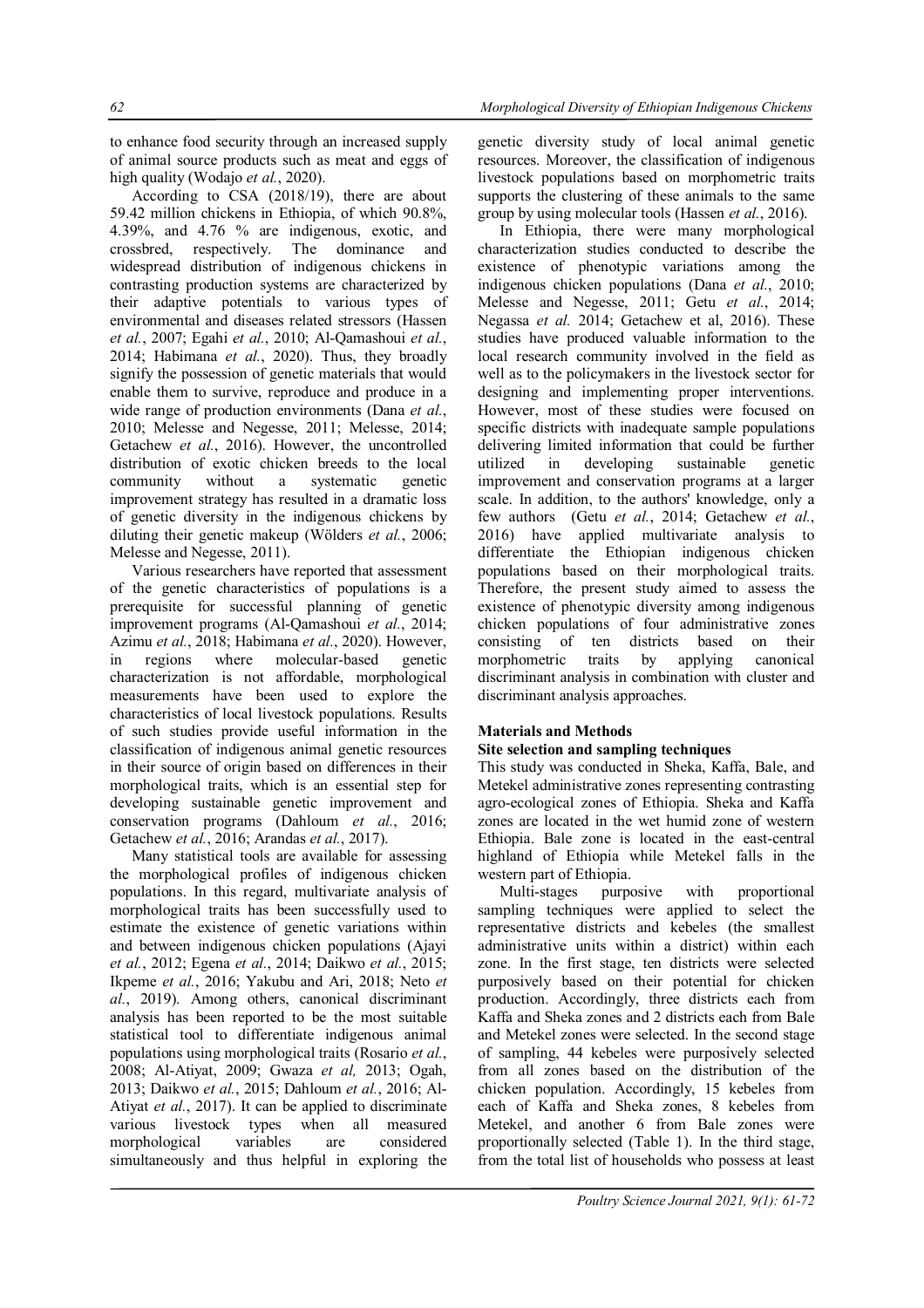to enhance food security through an increased supply of animal source products such as meat and eggs of high quality (Wodajo *et al.*, 2020).

According to CSA (2018/19), there are about 59.42 million chickens in Ethiopia, of which 90.8%, 4.39%, and 4.76 % are indigenous, exotic, and crossbred, respectively. The dominance and widespread distribution of indigenous chickens in contrasting production systems are characterized by their adaptive potentials to various types of environmental and diseases related stressors (Hassen *et al.*, 2007; Egahi *et al.*, 2010; Al-Qamashoui *et al.*, 2014; Habimana *et al.*, 2020). Thus, they broadly signify the possession of genetic materials that would enable them to survive, reproduce and produce in a wide range of production environments (Dana *et al.*, 2010; Melesse and Negesse, 2011; Melesse, 2014; Getachew *et al.*, 2016). However, the uncontrolled distribution of exotic chicken breeds to the local community without a systematic genetic improvement strategy has resulted in a dramatic loss of genetic diversity in the indigenous chickens by diluting their genetic makeup (Wölders *et al.*, 2006; Melesse and Negesse, 2011).

Various researchers have reported that assessment of the genetic characteristics of populations is a prerequisite for successful planning of genetic improvement programs (Al-Qamashoui *et al.*, 2014; Azimu *et al.*, 2018; Habimana *et al.*, 2020). However, in regions where molecular-based genetic characterization is not affordable, morphological measurements have been used to explore the characteristics of local livestock populations. Results of such studies provide useful information in the classification of indigenous animal genetic resources in their source of origin based on differences in their morphological traits, which is an essential step for developing sustainable genetic improvement and conservation programs (Dahloum *et al.*, 2016; Getachew *et al.*, 2016; Arandas *et al.*, 2017).

Many statistical tools are available for assessing the morphological profiles of indigenous chicken populations. In this regard, multivariate analysis of morphological traits has been successfully used to estimate the existence of genetic variations within and between indigenous chicken populations (Ajayi *et al.*, 2012; Egena *et al.*, 2014; Daikwo *et al.*, 2015; Ikpeme *et al.*, 2016; Yakubu and Ari, 2018; Neto *et al.*, 2019). Among others, canonical discriminant analysis has been reported to be the most suitable statistical tool to differentiate indigenous animal populations using morphological traits (Rosario *et al.*, 2008; Al-Atiyat, 2009; Gwaza *et al,* 2013; Ogah, 2013; Daikwo *et al.*, 2015; Dahloum *et al.*, 2016; Al-Atiyat *et al.*, 2017). It can be applied to discriminate various livestock types when all measured morphological variables are considered simultaneously and thus helpful in exploring the genetic diversity study of local animal genetic resources. Moreover, the classification of indigenous livestock populations based on morphometric traits supports the clustering of these animals to the same group by using molecular tools (Hassen *et al.*, 2016).

In Ethiopia, there were many morphological characterization studies conducted to describe the existence of phenotypic variations among the indigenous chicken populations (Dana *et al.*, 2010; Melesse and Negesse, 2011; Getu *et al.*, 2014; Negassa *et al.* 2014; Getachew et al, 2016). These studies have produced valuable information to the local research community involved in the field as well as to the policymakers in the livestock sector for designing and implementing proper interventions. However, most of these studies were focused on specific districts with inadequate sample populations delivering limited information that could be further utilized in developing sustainable genetic improvement and conservation programs at a larger scale. In addition, to the authors' knowledge, only a few authors (Getu *et al.*, 2014; Getachew *et al.*, 2016) have applied multivariate analysis to differentiate the Ethiopian indigenous chicken populations based on their morphological traits. Therefore, the present study aimed to assess the existence of phenotypic diversity among indigenous chicken populations of four administrative zones consisting of ten districts based on their morphometric traits by applying canonical discriminant analysis in combination with cluster and discriminant analysis approaches.

## Materials and Methods

### Site selection and sampling techniques

This study was conducted in Sheka, Kaffa, Bale, and Metekel administrative zones representing contrasting agro-ecological zones of Ethiopia. Sheka and Kaffa zones are located in the wet humid zone of western Ethiopia. Bale zone is located in the east-central highland of Ethiopia while Metekel falls in the western part of Ethiopia.

Multi-stages purposive with proportional sampling techniques were applied to select the representative districts and kebeles (the smallest administrative units within a district) within each zone. In the first stage, ten districts were selected purposively based on their potential for chicken production. Accordingly, three districts each from Kaffa and Sheka zones and 2 districts each from Bale and Metekel zones were selected. In the second stage of sampling, 44 kebeles were purposively selected from all zones based on the distribution of the chicken population. Accordingly, 15 kebeles from each of Kaffa and Sheka zones, 8 kebeles from Metekel, and another 6 from Bale zones were proportionally selected (Table 1). In the third stage, from the total list of households who possess at least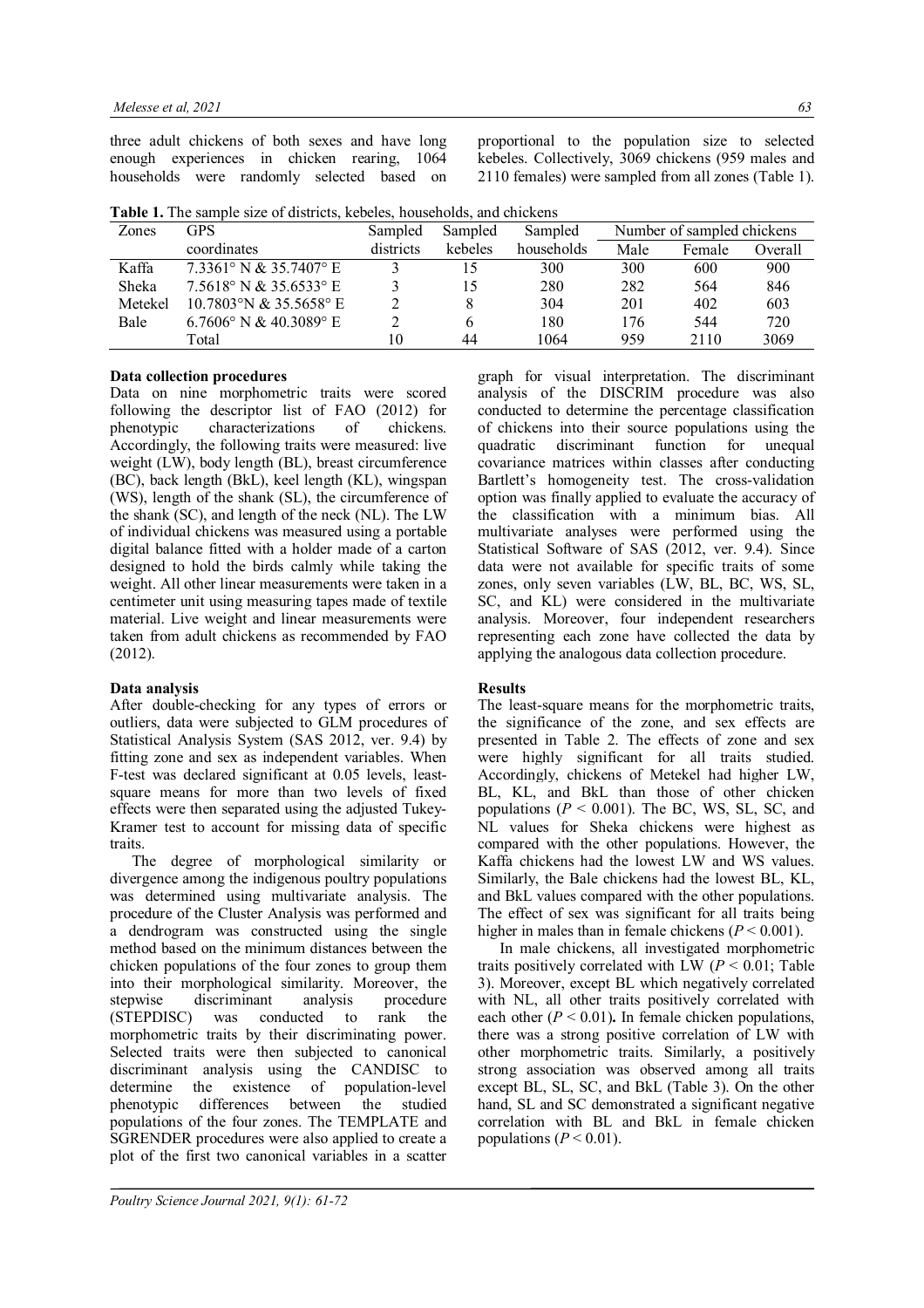three adult chickens of both sexes and have long enough experiences in chicken rearing, 1064 households were randomly selected based on proportional to the population size to selected kebeles. Collectively, 3069 chickens (959 males and 2110 females) were sampled from all zones (Table 1).

**Table 1.** The sample size of districts, kebeles, households, and chickens

| Zones | GPS coordinates | Sampled districts | Sampled kebeles | Sampled households | Number of sampled chickens | | |
|---|---|---|---|---|---|---|---|
| | | | | | Male | Female | Overall |
| Kaffa | 7.3361° N & 35.7407° E | 3 | 15 | 300 | 300 | 600 | 900 |
| Sheka | 7.5618° N & 35.6533° E | 3 | 15 | 280 | 282 | 564 | 846 |
| Metekel | 10.7803°N & 35.5658° E | 2 | 8 | 304 | 201 | 402 | 603 |
| Bale | 6.7606° N & 40.3089° E | 2 | 6 | 180 | 176 | 544 | 720 |
| | Total | 10 | 44 | 1064 | 959 | 2110 | 3069 |

**Data collection procedures**

Data on nine morphometric traits were scored following the descriptor list of FAO (2012) for phenotypic characterizations of chickens. Accordingly, the following traits were measured: live weight (LW), body length (BL), breast circumference (BC), back length (BkL), keel length (KL), wingspan (WS), length of the shank (SL), the circumference of the shank (SC), and length of the neck (NL). The LW of individual chickens was measured using a portable digital balance fitted with a holder made of a carton designed to hold the birds calmly while taking the weight. All other linear measurements were taken in a centimeter unit using measuring tapes made of textile material. Live weight and linear measurements were taken from adult chickens as recommended by FAO (2012).

**Data analysis**

After double-checking for any types of errors or outliers, data were subjected to GLM procedures of Statistical Analysis System (SAS 2012, ver. 9.4) by fitting zone and sex as independent variables. When F-test was declared significant at 0.05 levels, least-square means for more than two levels of fixed effects were then separated using the adjusted Tukey-Kramer test to account for missing data of specific traits.

The degree of morphological similarity or divergence among the indigenous poultry populations was determined using multivariate analysis. The procedure of the Cluster Analysis was performed and a dendrogram was constructed using the single method based on the minimum distances between the chicken populations of the four zones to group them into their morphological similarity. Moreover, the stepwise discriminant analysis procedure (STEPDISC) was conducted to rank the morphometric traits by their discriminating power. Selected traits were then subjected to canonical discriminant analysis using the CANDISC to determine the existence of population-level phenotypic differences between the studied populations of the four zones. The TEMPLATE and SGRENDER procedures were also applied to create a plot of the first two canonical variables in a scatter graph for visual interpretation. The discriminant analysis of the DISCRIM procedure was also conducted to determine the percentage classification of chickens into their source populations using the quadratic discriminant function for unequal covariance matrices within classes after conducting Bartlett's homogeneity test. The cross-validation option was finally applied to evaluate the accuracy of the classification with a minimum bias. All multivariate analyses were performed using the Statistical Software of SAS (2012, ver. 9.4). Since data were not available for specific traits of some zones, only seven variables (LW, BL, BC, WS, SL, SC, and KL) were considered in the multivariate analysis. Moreover, four independent researchers representing each zone have collected the data by applying the analogous data collection procedure.

**Results**

The least-square means for the morphometric traits, the significance of the zone, and sex effects are presented in Table 2. The effects of zone and sex were highly significant for all traits studied. Accordingly, chickens of Metekel had higher LW, BL, KL, and BkL than those of other chicken populations ($P < 0.001$). The BC, WS, SL, SC, and NL values for Sheka chickens were highest as compared with the other populations. However, the Kaffa chickens had the lowest LW and WS values. Similarly, the Bale chickens had the lowest BL, KL, and BkL values compared with the other populations. The effect of sex was significant for all traits being higher in males than in female chickens ($P < 0.001$).

In male chickens, all investigated morphometric traits positively correlated with LW ($P < 0.01$; Table 3). Moreover, except BL which negatively correlated with NL, all other traits positively correlated with each other ($P < 0.01$)**.** In female chicken populations, there was a strong positive correlation of LW with other morphometric traits. Similarly, a positively strong association was observed among all traits except BL, SL, SC, and BkL (Table 3). On the other hand, SL and SC demonstrated a significant negative correlation with BL and BkL in female chicken populations ($P < 0.01$).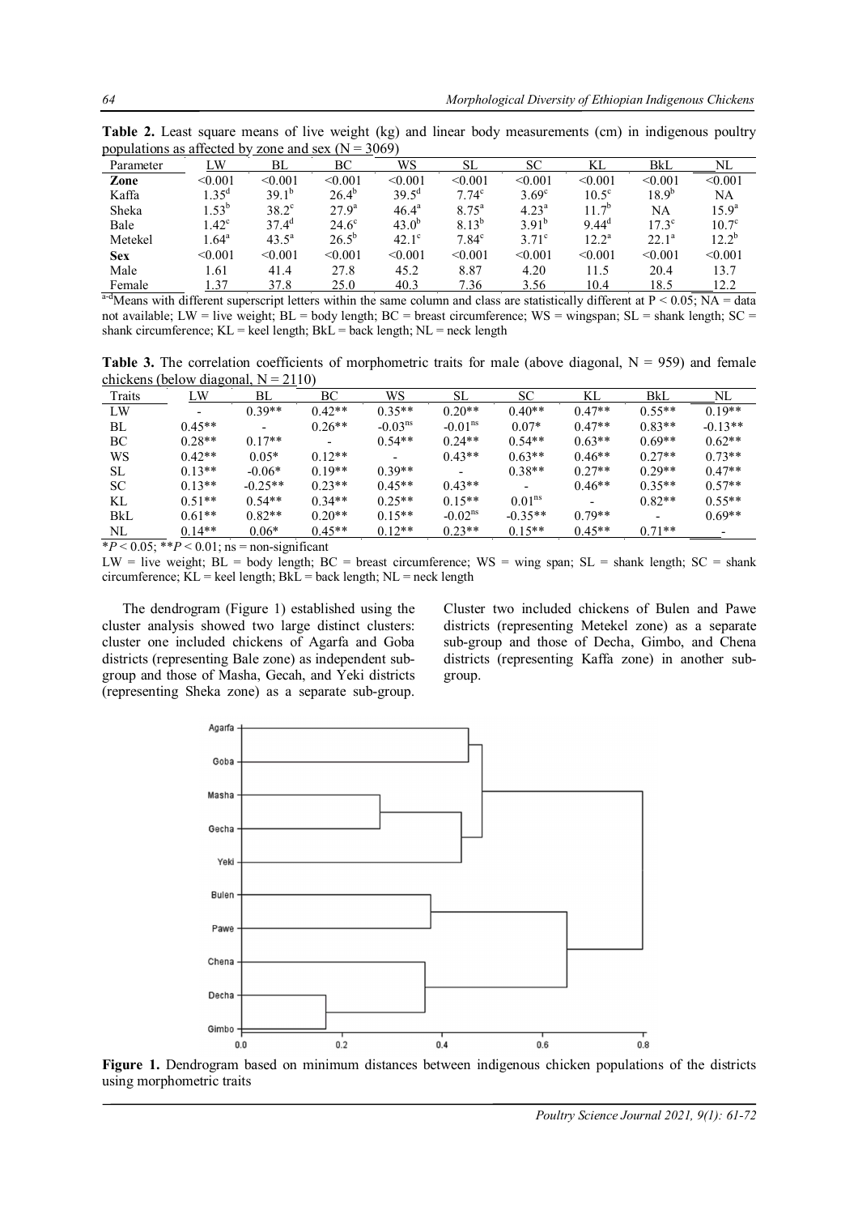**Table 2.** Least square means of live weight (kg) and linear body measurements (cm) in indigenous poultry populations as affected by zone and sex (N = 3069)

| Parameter | LW | BL | BC | WS | SL | SC | KL | BkL | NL |
|---|---|---|---|---|---|---|---|---|---|
| **Zone** | <0.001 | <0.001 | <0.001 | <0.001 | <0.001 | <0.001 | <0.001 | <0.001 | <0.001 |
| Kaffa | 1.35[d] | 39.1[b] | 26.4[b] | 39.5[d] | 7.74[c] | 3.69[c] | 10.5[c] | 18.9[b] | NA |
| Sheka | 1.53[b] | 38.2[c] | 27.9[a] | 46.4[a] | 8.75[a] | 4.23[a] | 11.7[b] | NA | 15.9[a] |
| Bale | 1.42[c] | 37.4[d] | 24.6[c] | 43.0[b] | 8.13[b] | 3.91[b] | 9.44[d] | 17.3[c] | 10.7[c] |
| Metekel | 1.64[a] | 43.5[a] | 26.5[b] | 42.1[c] | 7.84[c] | 3.71[c] | 12.2[a] | 22.1[a] | 12.2[b] |
| **Sex** | <0.001 | <0.001 | <0.001 | <0.001 | <0.001 | <0.001 | <0.001 | <0.001 | <0.001 |
| Male | 1.61 | 41.4 | 27.8 | 45.2 | 8.87 | 4.20 | 11.5 | 20.4 | 13.7 |
| Female | 1.37 | 37.8 | 25.0 | 40.3 | 7.36 | 3.56 | 10.4 | 18.5 | 12.2 |

[a-d]Means with different superscript letters within the same column and class are statistically different at $P < 0.05$; NA = data not available; LW = live weight; BL = body length; BC = breast circumference; WS = wingspan; SL = shank length; SC = shank circumference; KL = keel length; BkL = back length; NL = neck length

**Table 3.** The correlation coefficients of morphometric traits for male (above diagonal, N = 959) and female chickens (below diagonal, N = 2110)

| Traits | LW | BL | BC | WS | SL | SC | KL | BkL | NL |
|---|---|---|---|---|---|---|---|---|---|
| LW | - | 0.39** | 0.42** | 0.35** | 0.20** | 0.40** | 0.47** | 0.55** | 0.19** |
| BL | 0.45** | - | 0.26** | -0.03[ns] | -0.01[ns] | 0.07* | 0.47** | 0.83** | -0.13** |
| BC | 0.28** | 0.17** | - | 0.54** | 0.24** | 0.54** | 0.63** | 0.69** | 0.62** |
| WS | 0.42** | 0.05* | 0.12** | - | 0.43** | 0.63** | 0.46** | 0.27** | 0.73** |
| SL | 0.13** | -0.06* | 0.19** | 0.39** | - | 0.38** | 0.27** | 0.29** | 0.47** |
| SC | 0.13** | -0.25** | 0.23** | 0.45** | 0.43** | - | 0.46** | 0.35** | 0.57** |
| KL | 0.51** | 0.54** | 0.34** | 0.25** | 0.15** | 0.01[ns] | - | 0.82** | 0.55** |
| BkL | 0.61** | 0.82** | 0.20** | 0.15** | -0.02[ns] | -0.35** | 0.79** | - | 0.69** |
| NL | 0.14** | 0.06* | 0.45** | 0.12** | 0.23** | 0.15** | 0.45** | 0.71** | - |

*$P < 0.05$; **$P < 0.01$; ns = non-significant

LW = live weight; BL = body length; BC = breast circumference; WS = wing span; SL = shank length; SC = shank circumference; KL = keel length; BkL = back length; NL = neck length

The dendrogram (Figure 1) established using the cluster analysis showed two large distinct clusters: cluster one included chickens of Agarfa and Goba districts (representing Bale zone) as independent sub-group and those of Masha, Gecah, and Yeki districts (representing Sheka zone) as a separate sub-group. Cluster two included chickens of Bulen and Pawe districts (representing Metekel zone) as a separate sub-group and those of Decha, Gimbo, and Chena districts (representing Kaffa zone) in another sub-group.

**Figure 1.** Dendrogram based on minimum distances between indigenous chicken populations of the districts using morphometric traits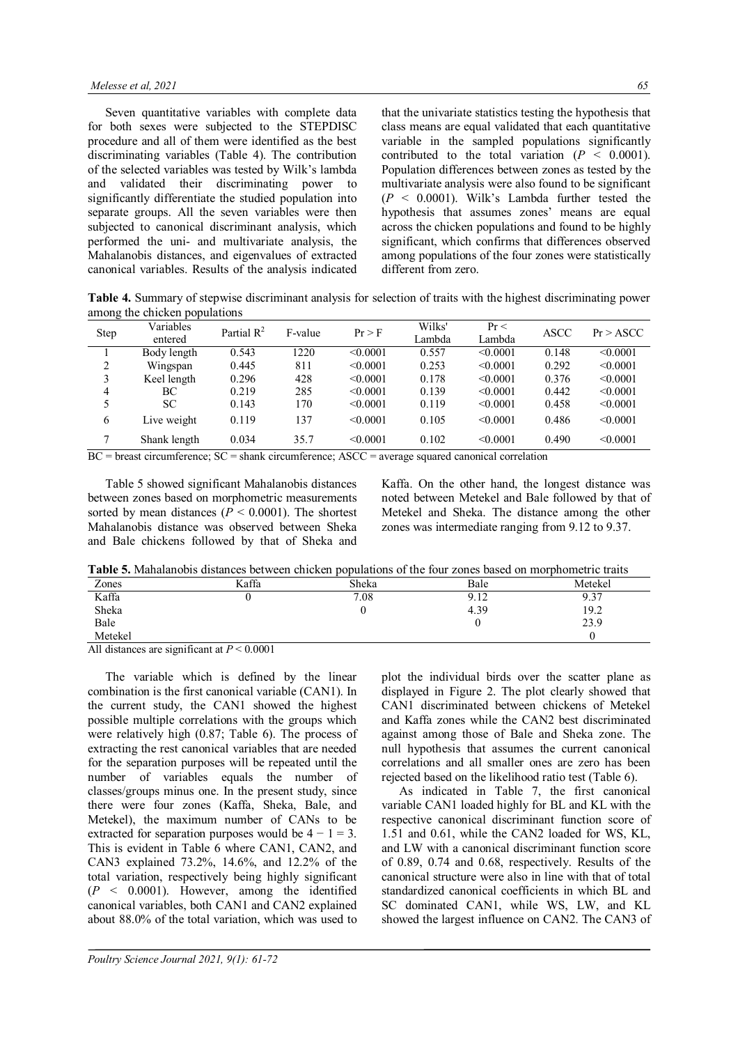Seven quantitative variables with complete data for both sexes were subjected to the STEPDISC procedure and all of them were identified as the best discriminating variables (Table 4). The contribution of the selected variables was tested by Wilk's lambda and validated their discriminating power to significantly differentiate the studied population into separate groups. All the seven variables were then subjected to canonical discriminant analysis, which performed the uni- and multivariate analysis, the Mahalanobis distances, and eigenvalues of extracted canonical variables. Results of the analysis indicated that the univariate statistics testing the hypothesis that class means are equal validated that each quantitative variable in the sampled populations significantly contributed to the total variation ($P$ < 0.0001). Population differences between zones as tested by the multivariate analysis were also found to be significant ($P$ < 0.0001). Wilk's Lambda further tested the hypothesis that assumes zones' means are equal across the chicken populations and found to be highly significant, which confirms that differences observed among populations of the four zones were statistically different from zero.

**Table 4.** Summary of stepwise discriminant analysis for selection of traits with the highest discriminating power among the chicken populations

| Step | Variables entered | Partial $R^2$ | F-value | Pr > F | Wilks' Lambda | Pr < Lambda | ASCC | Pr > ASCC |
|---|---|---|---|---|---|---|---|---|
| 1 | Body length | 0.543 | 1220 | <0.0001 | 0.557 | <0.0001 | 0.148 | <0.0001 |
| 2 | Wingspan | 0.445 | 811 | <0.0001 | 0.253 | <0.0001 | 0.292 | <0.0001 |
| 3 | Keel length | 0.296 | 428 | <0.0001 | 0.178 | <0.0001 | 0.376 | <0.0001 |
| 4 | BC | 0.219 | 285 | <0.0001 | 0.139 | <0.0001 | 0.442 | <0.0001 |
| 5 | SC | 0.143 | 170 | <0.0001 | 0.119 | <0.0001 | 0.458 | <0.0001 |
| 6 | Live weight | 0.119 | 137 | <0.0001 | 0.105 | <0.0001 | 0.486 | <0.0001 |
| 7 | Shank length | 0.034 | 35.7 | <0.0001 | 0.102 | <0.0001 | 0.490 | <0.0001 |

BC = breast circumference; SC = shank circumference; ASCC = average squared canonical correlation

Table 5 showed significant Mahalanobis distances between zones based on morphometric measurements sorted by mean distances ($P$ < 0.0001). The shortest Mahalanobis distance was observed between Sheka and Bale chickens followed by that of Sheka and Kaffa. On the other hand, the longest distance was noted between Metekel and Bale followed by that of Metekel and Sheka. The distance among the other zones was intermediate ranging from 9.12 to 9.37.

**Table 5.** Mahalanobis distances between chicken populations of the four zones based on morphometric traits

| Zones | Kaffa | Sheka | Bale | Metekel |
|---|---|---|---|---|
| Kaffa | 0 | 7.08 | 9.12 | 9.37 |
| Sheka | | 0 | 4.39 | 19.2 |
| Bale | | | 0 | 23.9 |
| Metekel | | | | 0 |

All distances are significant at $P$ < 0.0001

The variable which is defined by the linear combination is the first canonical variable (CAN1). In the current study, the CAN1 showed the highest possible multiple correlations with the groups which were relatively high (0.87; Table 6). The process of extracting the rest canonical variables that are needed for the separation purposes will be repeated until the number of variables equals the number of classes/groups minus one. In the present study, since there were four zones (Kaffa, Sheka, Bale, and Metekel), the maximum number of CANs to be extracted for separation purposes would be $4 - 1 = 3$. This is evident in Table 6 where CAN1, CAN2, and CAN3 explained 73.2%, 14.6%, and 12.2% of the total variation, respectively being highly significant ($P$ < 0.0001). However, among the identified canonical variables, both CAN1 and CAN2 explained about 88.0% of the total variation, which was used to plot the individual birds over the scatter plane as displayed in Figure 2. The plot clearly showed that CAN1 discriminated between chickens of Metekel and Kaffa zones while the CAN2 best discriminated against among those of Bale and Sheka zone. The null hypothesis that assumes the current canonical correlations and all smaller ones are zero has been rejected based on the likelihood ratio test (Table 6).

As indicated in Table 7, the first canonical variable CAN1 loaded highly for BL and KL with the respective canonical discriminant function score of 1.51 and 0.61, while the CAN2 loaded for WS, KL, and LW with a canonical discriminant function score of 0.89, 0.74 and 0.68, respectively. Results of the canonical structure were also in line with that of total standardized canonical coefficients in which BL and SC dominated CAN1, while WS, LW, and KL showed the largest influence on CAN2. The CAN3 of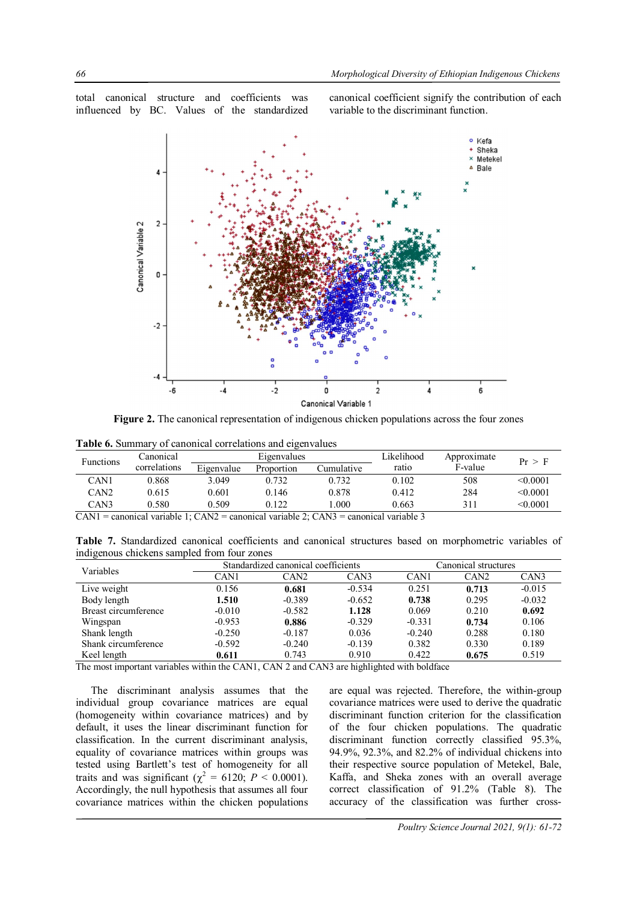total canonical structure and coefficients was influenced by BC. Values of the standardized canonical coefficient signify the contribution of each variable to the discriminant function.

**Figure 2.** The canonical representation of indigenous chicken populations across the four zones

**Table 6.** Summary of canonical correlations and eigenvalues

| Functions | Canonical correlations | Eigenvalues | | | Likelihood ratio | Approximate F-value | Pr > F |
|---|---|---|---|---|---|---|---|
| | | Eigenvalue | Proportion | Cumulative | | | |
| CAN1 | 0.868 | 3.049 | 0.732 | 0.732 | 0.102 | 508 | <0.0001 |
| CAN2 | 0.615 | 0.601 | 0.146 | 0.878 | 0.412 | 284 | <0.0001 |
| CAN3 | 0.580 | 0.509 | 0.122 | 1.000 | 0.663 | 311 | <0.0001 |

CAN1 = canonical variable 1; CAN2 = canonical variable 2; CAN3 = canonical variable 3

**Table 7.** Standardized canonical coefficients and canonical structures based on morphometric variables of indigenous chickens sampled from four zones

| Variables | Standardized canonical coefficients | | | Canonical structures | | |
|---|---|---|---|---|---|---|
| | CAN1 | CAN2 | CAN3 | CAN1 | CAN2 | CAN3 |
| Live weight | 0.156 | **0.681** | -0.534 | 0.251 | **0.713** | -0.015 |
| Body length | **1.510** | -0.389 | -0.652 | **0.738** | 0.295 | -0.032 |
| Breast circumference | -0.010 | -0.582 | **1.128** | 0.069 | 0.210 | **0.692** |
| Wingspan | -0.953 | **0.886** | -0.329 | -0.331 | **0.734** | 0.106 |
| Shank length | -0.250 | -0.187 | 0.036 | -0.240 | 0.288 | 0.180 |
| Shank circumference | -0.592 | -0.240 | -0.139 | 0.382 | 0.330 | 0.189 |
| Keel length | **0.611** | 0.743 | 0.910 | 0.422 | **0.675** | 0.519 |

The most important variables within the CAN1, CAN 2 and CAN3 are highlighted with boldface

The discriminant analysis assumes that the individual group covariance matrices are equal (homogeneity within covariance matrices) and by default, it uses the linear discriminant function for classification. In the current discriminant analysis, equality of covariance matrices within groups was tested using Bartlett's test of homogeneity for all traits and was significant ($\chi^2$ = 6120; $P$ < 0.0001). Accordingly, the null hypothesis that assumes all four covariance matrices within the chicken populations are equal was rejected. Therefore, the within-group covariance matrices were used to derive the quadratic discriminant function criterion for the classification of the four chicken populations. The quadratic discriminant function correctly classified 95.3%, 94.9%, 92.3%, and 82.2% of individual chickens into their respective source population of Metekel, Bale, Kaffa, and Sheka zones with an overall average correct classification of 91.2% (Table 8). The accuracy of the classification was further cross-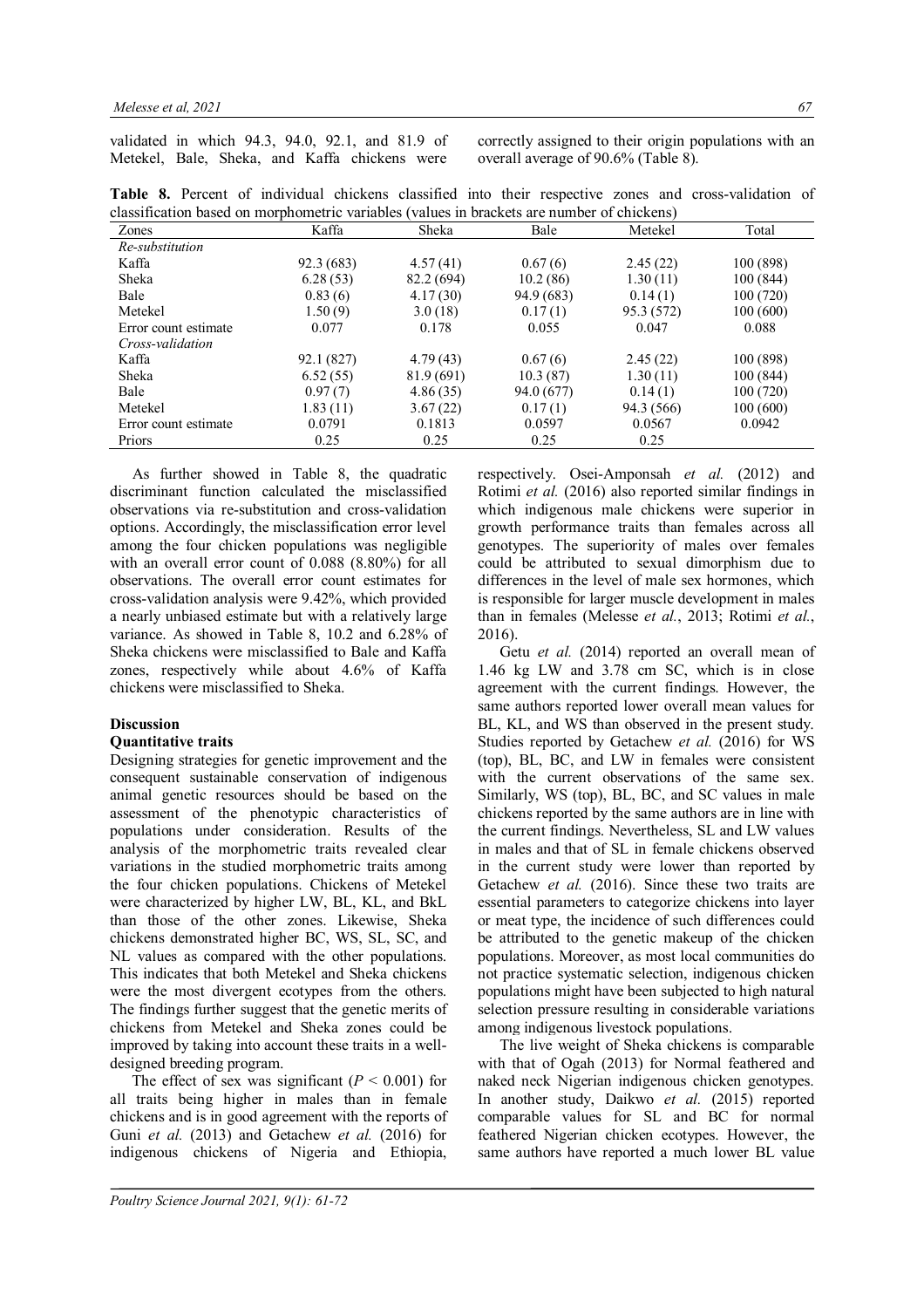validated in which 94.3, 94.0, 92.1, and 81.9 of Metekel, Bale, Sheka, and Kaffa chickens were correctly assigned to their origin populations with an overall average of 90.6% (Table 8).

**Table 8.** Percent of individual chickens classified into their respective zones and cross-validation of classification based on morphometric variables (values in brackets are number of chickens)

| Zones | Kaffa | Sheka | Bale | Metekel | Total |
|---|---|---|---|---|---|
| *Re-substitution* | | | | | |
| Kaffa | 92.3 (683) | 4.57 (41) | 0.67 (6) | 2.45 (22) | 100 (898) |
| Sheka | 6.28 (53) | 82.2 (694) | 10.2 (86) | 1.30 (11) | 100 (844) |
| Bale | 0.83 (6) | 4.17 (30) | 94.9 (683) | 0.14 (1) | 100 (720) |
| Metekel | 1.50 (9) | 3.0 (18) | 0.17 (1) | 95.3 (572) | 100 (600) |
| Error count estimate | 0.077 | 0.178 | 0.055 | 0.047 | 0.088 |
| *Cross-validation* | | | | | |
| Kaffa | 92.1 (827) | 4.79 (43) | 0.67 (6) | 2.45 (22) | 100 (898) |
| Sheka | 6.52 (55) | 81.9 (691) | 10.3 (87) | 1.30 (11) | 100 (844) |
| Bale | 0.97 (7) | 4.86 (35) | 94.0 (677) | 0.14 (1) | 100 (720) |
| Metekel | 1.83 (11) | 3.67 (22) | 0.17 (1) | 94.3 (566) | 100 (600) |
| Error count estimate | 0.0791 | 0.1813 | 0.0597 | 0.0567 | 0.0942 |
| Priors | 0.25 | 0.25 | 0.25 | 0.25 | |

As further showed in Table 8, the quadratic discriminant function calculated the misclassified observations via re-substitution and cross-validation options. Accordingly, the misclassification error level among the four chicken populations was negligible with an overall error count of 0.088 (8.80%) for all observations. The overall error count estimates for cross-validation analysis were 9.42%, which provided a nearly unbiased estimate but with a relatively large variance. As showed in Table 8, 10.2 and 6.28% of Sheka chickens were misclassified to Bale and Kaffa zones, respectively while about 4.6% of Kaffa chickens were misclassified to Sheka.

## Discussion

### Quantitative traits

Designing strategies for genetic improvement and the consequent sustainable conservation of indigenous animal genetic resources should be based on the assessment of the phenotypic characteristics of populations under consideration. Results of the analysis of the morphometric traits revealed clear variations in the studied morphometric traits among the four chicken populations. Chickens of Metekel were characterized by higher LW, BL, KL, and BkL than those of the other zones. Likewise, Sheka chickens demonstrated higher BC, WS, SL, SC, and NL values as compared with the other populations. This indicates that both Metekel and Sheka chickens were the most divergent ecotypes from the others. The findings further suggest that the genetic merits of chickens from Metekel and Sheka zones could be improved by taking into account these traits in a well-designed breeding program.

The effect of sex was significant ($P < 0.001$) for all traits being higher in males than in female chickens and is in good agreement with the reports of Guni *et al.* (2013) and Getachew *et al.* (2016) for indigenous chickens of Nigeria and Ethiopia, respectively. Osei-Amponsah *et al.* (2012) and Rotimi *et al.* (2016) also reported similar findings in which indigenous male chickens were superior in growth performance traits than females across all genotypes. The superiority of males over females could be attributed to sexual dimorphism due to differences in the level of male sex hormones, which is responsible for larger muscle development in males than in females (Melesse *et al.*, 2013; Rotimi *et al.*, 2016).

Getu *et al.* (2014) reported an overall mean of 1.46 kg LW and 3.78 cm SC, which is in close agreement with the current findings. However, the same authors reported lower overall mean values for BL, KL, and WS than observed in the present study. Studies reported by Getachew *et al.* (2016) for WS (top), BL, BC, and LW in females were consistent with the current observations of the same sex. Similarly, WS (top), BL, BC, and SC values in male chickens reported by the same authors are in line with the current findings. Nevertheless, SL and LW values in males and that of SL in female chickens observed in the current study were lower than reported by Getachew *et al.* (2016). Since these two traits are essential parameters to categorize chickens into layer or meat type, the incidence of such differences could be attributed to the genetic makeup of the chicken populations. Moreover, as most local communities do not practice systematic selection, indigenous chicken populations might have been subjected to high natural selection pressure resulting in considerable variations among indigenous livestock populations.

The live weight of Sheka chickens is comparable with that of Ogah (2013) for Normal feathered and naked neck Nigerian indigenous chicken genotypes. In another study, Daikwo *et al.* (2015) reported comparable values for SL and BC for normal feathered Nigerian chicken ecotypes. However, the same authors have reported a much lower BL value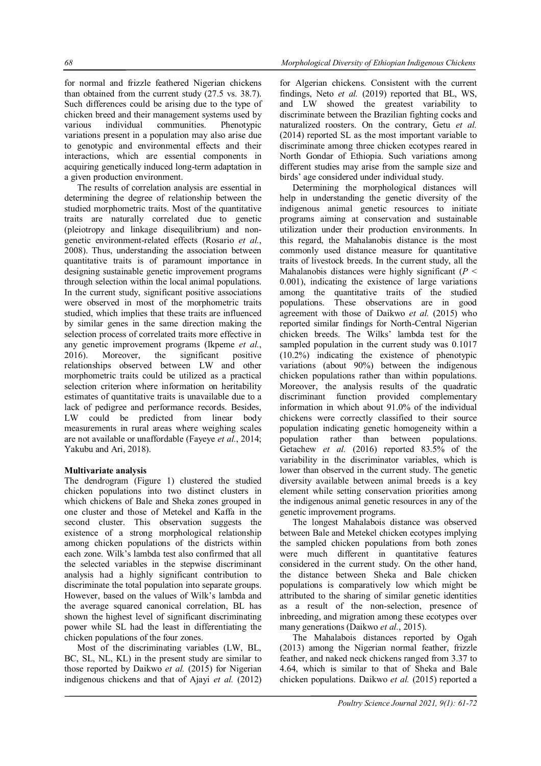for normal and frizzle feathered Nigerian chickens than obtained from the current study (27.5 vs. 38.7). Such differences could be arising due to the type of chicken breed and their management systems used by various individual communities. Phenotypic variations present in a population may also arise due to genotypic and environmental effects and their interactions, which are essential components in acquiring genetically induced long-term adaptation in a given production environment.

The results of correlation analysis are essential in determining the degree of relationship between the studied morphometric traits. Most of the quantitative traits are naturally correlated due to genetic (pleiotropy and linkage disequilibrium) and non-genetic environment-related effects (Rosario *et al.*, 2008). Thus, understanding the association between quantitative traits is of paramount importance in designing sustainable genetic improvement programs through selection within the local animal populations. In the current study, significant positive associations were observed in most of the morphometric traits studied, which implies that these traits are influenced by similar genes in the same direction making the selection process of correlated traits more effective in any genetic improvement programs (Ikpeme *et al.*, 2016). Moreover, the significant positive relationships observed between LW and other morphometric traits could be utilized as a practical selection criterion where information on heritability estimates of quantitative traits is unavailable due to a lack of pedigree and performance records. Besides, LW could be predicted from linear body measurements in rural areas where weighing scales are not available or unaffordable (Fayeye *et al.*, 2014; Yakubu and Ari, 2018).

**Multivariate analysis**

The dendrogram (Figure 1) clustered the studied chicken populations into two distinct clusters in which chickens of Bale and Sheka zones grouped in one cluster and those of Metekel and Kaffa in the second cluster. This observation suggests the existence of a strong morphological relationship among chicken populations of the districts within each zone. Wilk's lambda test also confirmed that all the selected variables in the stepwise discriminant analysis had a highly significant contribution to discriminate the total population into separate groups. However, based on the values of Wilk's lambda and the average squared canonical correlation, BL has shown the highest level of significant discriminating power while SL had the least in differentiating the chicken populations of the four zones.

Most of the discriminating variables (LW, BL, BC, SL, NL, KL) in the present study are similar to those reported by Daikwo *et al.* (2015) for Nigerian indigenous chickens and that of Ajayi *et al.* (2012) for Algerian chickens. Consistent with the current findings, Neto *et al.* (2019) reported that BL, WS, and LW showed the greatest variability to discriminate between the Brazilian fighting cocks and naturalized roosters. On the contrary, Getu *et al.* (2014) reported SL as the most important variable to discriminate among three chicken ecotypes reared in North Gondar of Ethiopia. Such variations among different studies may arise from the sample size and birds' age considered under individual study.

Determining the morphological distances will help in understanding the genetic diversity of the indigenous animal genetic resources to initiate programs aiming at conservation and sustainable utilization under their production environments. In this regard, the Mahalanobis distance is the most commonly used distance measure for quantitative traits of livestock breeds. In the current study, all the Mahalanobis distances were highly significant ($P < 0.001$), indicating the existence of large variations among the quantitative traits of the studied populations. These observations are in good agreement with those of Daikwo *et al.* (2015) who reported similar findings for North-Central Nigerian chicken breeds. The Wilks' lambda test for the sampled population in the current study was 0.1017 (10.2%) indicating the existence of phenotypic variations (about 90%) between the indigenous chicken populations rather than within populations. Moreover, the analysis results of the quadratic discriminant function provided complementary information in which about 91.0% of the individual chickens were correctly classified to their source population indicating genetic homogeneity within a population rather than between populations. Getachew *et al.* (2016) reported 83.5% of the variability in the discriminator variables, which is lower than observed in the current study. The genetic diversity available between animal breeds is a key element while setting conservation priorities among the indigenous animal genetic resources in any of the genetic improvement programs.

The longest Mahalabois distance was observed between Bale and Metekel chicken ecotypes implying the sampled chicken populations from both zones were much different in quantitative features considered in the current study. On the other hand, the distance between Sheka and Bale chicken populations is comparatively low which might be attributed to the sharing of similar genetic identities as a result of the non-selection, presence of inbreeding, and migration among these ecotypes over many generations (Daikwo *et al.*, 2015).

The Mahalabois distances reported by Ogah (2013) among the Nigerian normal feather, frizzle feather, and naked neck chickens ranged from 3.37 to 4.64, which is similar to that of Sheka and Bale chicken populations. Daikwo *et al.* (2015) reported a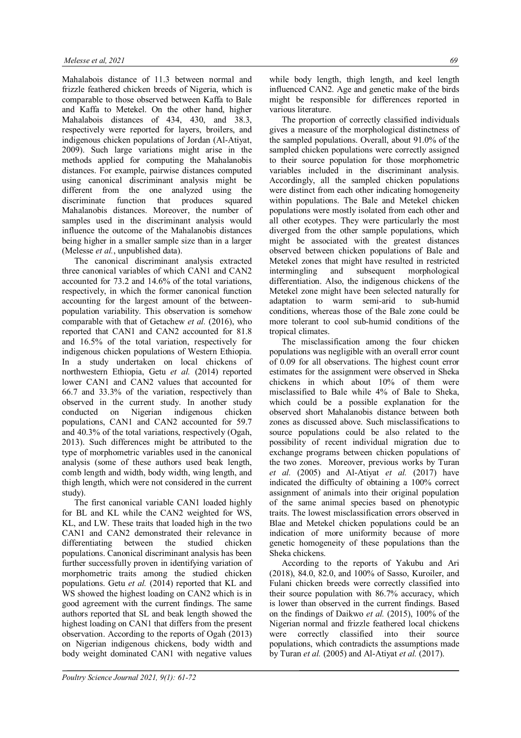Mahalabois distance of 11.3 between normal and frizzle feathered chicken breeds of Nigeria, which is comparable to those observed between Kaffa to Bale and Kaffa to Metekel. On the other hand, higher Mahalabois distances of 434, 430, and 38.3, respectively were reported for layers, broilers, and indigenous chicken populations of Jordan (Al-Atiyat, 2009). Such large variations might arise in the methods applied for computing the Mahalanobis distances. For example, pairwise distances computed using canonical discriminant analysis might be different from the one analyzed using the discriminate function that produces squared Mahalanobis distances. Moreover, the number of samples used in the discriminant analysis would influence the outcome of the Mahalanobis distances being higher in a smaller sample size than in a larger (Melesse *et al.*, unpublished data).

The canonical discriminant analysis extracted three canonical variables of which CAN1 and CAN2 accounted for 73.2 and 14.6% of the total variations, respectively, in which the former canonical function accounting for the largest amount of the between-population variability. This observation is somehow comparable with that of Getachew *et al.* (2016), who reported that CAN1 and CAN2 accounted for 81.8 and 16.5% of the total variation, respectively for indigenous chicken populations of Western Ethiopia. In a study undertaken on local chickens of northwestern Ethiopia, Getu *et al.* (2014) reported lower CAN1 and CAN2 values that accounted for 66.7 and 33.3% of the variation, respectively than observed in the current study. In another study conducted on Nigerian indigenous chicken populations, CAN1 and CAN2 accounted for 59.7 and 40.3% of the total variations, respectively (Ogah, 2013). Such differences might be attributed to the type of morphometric variables used in the canonical analysis (some of these authors used beak length, comb length and width, body width, wing length, and thigh length, which were not considered in the current study).

The first canonical variable CAN1 loaded highly for BL and KL while the CAN2 weighted for WS, KL, and LW. These traits that loaded high in the two CAN1 and CAN2 demonstrated their relevance in differentiating between the studied chicken populations. Canonical discriminant analysis has been further successfully proven in identifying variation of morphometric traits among the studied chicken populations. Getu *et al.* (2014) reported that KL and WS showed the highest loading on CAN2 which is in good agreement with the current findings. The same authors reported that SL and beak length showed the highest loading on CAN1 that differs from the present observation. According to the reports of Ogah (2013) on Nigerian indigenous chickens, body width and body weight dominated CAN1 with negative values while body length, thigh length, and keel length influenced CAN2. Age and genetic make of the birds might be responsible for differences reported in various literature.

The proportion of correctly classified individuals gives a measure of the morphological distinctness of the sampled populations. Overall, about 91.0% of the sampled chicken populations were correctly assigned to their source population for those morphometric variables included in the discriminant analysis. Accordingly, all the sampled chicken populations were distinct from each other indicating homogeneity within populations. The Bale and Metekel chicken populations were mostly isolated from each other and all other ecotypes. They were particularly the most diverged from the other sample populations, which might be associated with the greatest distances observed between chicken populations of Bale and Metekel zones that might have resulted in restricted intermingling and subsequent morphological differentiation. Also, the indigenous chickens of the Metekel zone might have been selected naturally for adaptation to warm semi-arid to sub-humid conditions, whereas those of the Bale zone could be more tolerant to cool sub-humid conditions of the tropical climates.

The misclassification among the four chicken populations was negligible with an overall error count of 0.09 for all observations. The highest count error estimates for the assignment were observed in Sheka chickens in which about 10% of them were misclassified to Bale while 4% of Bale to Sheka, which could be a possible explanation for the observed short Mahalanobis distance between both zones as discussed above. Such misclassifications to source populations could be also related to the possibility of recent individual migration due to exchange programs between chicken populations of the two zones. Moreover, previous works by Turan *et al.* (2005) and Al-Atiyat *et al.* (2017) have indicated the difficulty of obtaining a 100% correct assignment of animals into their original population of the same animal species based on phenotypic traits. The lowest misclassification errors observed in Blae and Metekel chicken populations could be an indication of more uniformity because of more genetic homogeneity of these populations than the Sheka chickens.

According to the reports of Yakubu and Ari (2018), 84.0, 82.0, and 100% of Sasso, Kuroiler, and Fulani chicken breeds were correctly classified into their source population with 86.7% accuracy, which is lower than observed in the current findings. Based on the findings of Daikwo *et al.* (2015), 100% of the Nigerian normal and frizzle feathered local chickens were correctly classified into their source populations, which contradicts the assumptions made by Turan *et al.* (2005) and Al-Atiyat *et al.* (2017).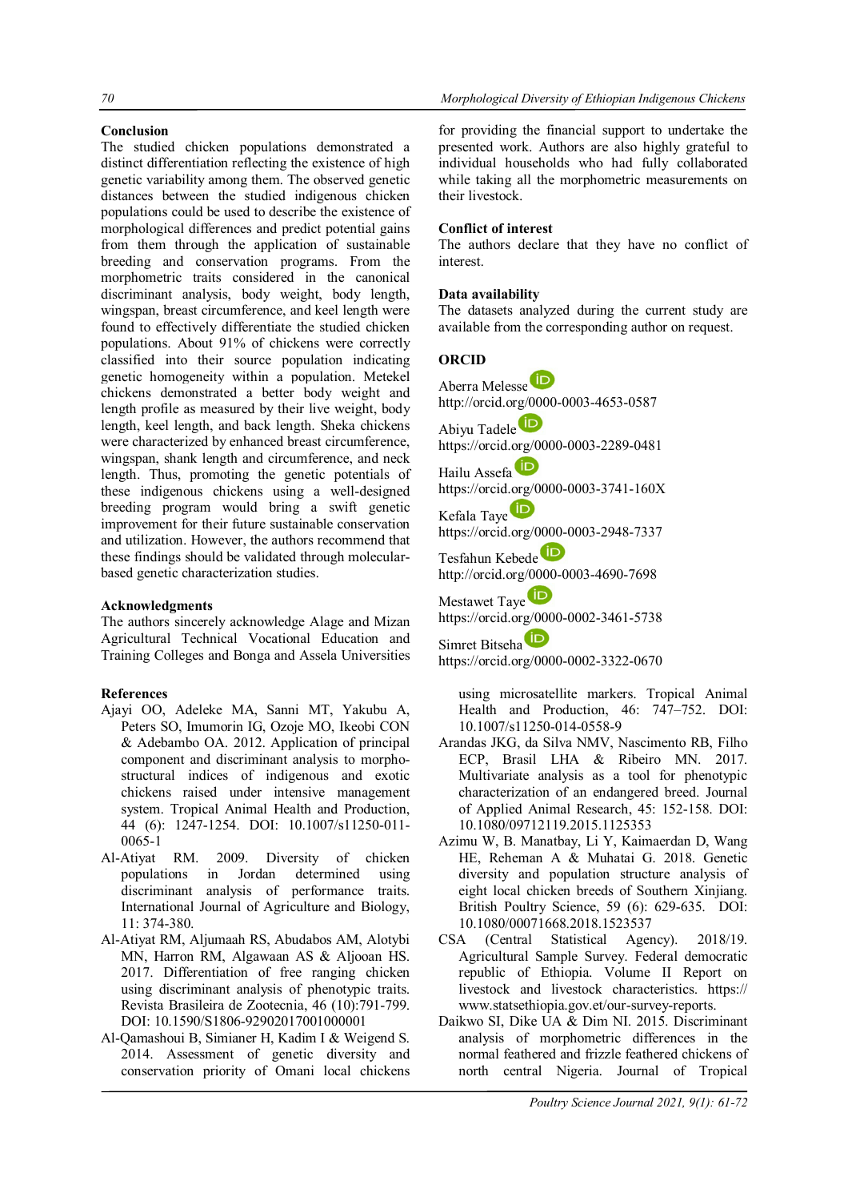## Conclusion

The studied chicken populations demonstrated a distinct differentiation reflecting the existence of high genetic variability among them. The observed genetic distances between the studied indigenous chicken populations could be used to describe the existence of morphological differences and predict potential gains from them through the application of sustainable breeding and conservation programs. From the morphometric traits considered in the canonical discriminant analysis, body weight, body length, wingspan, breast circumference, and keel length were found to effectively differentiate the studied chicken populations. About 91% of chickens were correctly classified into their source population indicating genetic homogeneity within a population. Metekel chickens demonstrated a better body weight and length profile as measured by their live weight, body length, keel length, and back length. Sheka chickens were characterized by enhanced breast circumference, wingspan, shank length and circumference, and neck length. Thus, promoting the genetic potentials of these indigenous chickens using a well-designed breeding program would bring a swift genetic improvement for their future sustainable conservation and utilization. However, the authors recommend that these findings should be validated through molecular-based genetic characterization studies.

## Acknowledgments

The authors sincerely acknowledge Alage and Mizan Agricultural Technical Vocational Education and Training Colleges and Bonga and Assela Universities for providing the financial support to undertake the presented work. Authors are also highly grateful to individual households who had fully collaborated while taking all the morphometric measurements on their livestock.

## Conflict of interest

The authors declare that they no conflict of interest.

## Data availability

The datasets analyzed during the current study are available from the corresponding author on request.

## ORCID

Aberra Melesse
http://orcid.org/0000-0003-4653-0587

Abiyu Tadele
https://orcid.org/0000-0003-2289-0481

Hailu Assefa
https://orcid.org/0000-0003-3741-160X

Kefala Taye
https://orcid.org/0000-0003-2948-7337

Tesfahun Kebede
http://orcid.org/0000-0003-4690-7698

Mestawet Taye
https://orcid.org/0000-0002-3461-5738

Simret Bitseha
https://orcid.org/0000-0002-3322-0670

## References

Ajayi OO, Adeleke MA, Sanni MT, Yakubu A, Peters SO, Imumorin IG, Ozoje MO, Ikeobi CON & Adebambo OA. 2012. Application of principal component and discriminant analysis to morpho-structural indices of indigenous and exotic chickens raised under intensive management system. Tropical Animal Health and Production, 44 (6): 1247-1254. DOI: 10.1007/s11250-011-0065-1

Al-Atiyat RM. 2009. Diversity of chicken populations in Jordan determined using discriminant analysis of performance traits. International Journal of Agriculture and Biology, 11: 374-380.

Al-Atiyat RM, Aljumaah RS, Abudabos AM, Alotybi MN, Harron RM, Algawaan AS & Aljooan HS. 2017. Differentiation of free ranging chicken using discriminant analysis of phenotypic traits. Revista Brasileira de Zootecnia, 46 (10):791-799. DOI: 10.1590/S1806-92902017001000001

Al-Qamashoui B, Simianer H, Kadim I & Weigend S. 2014. Assessment of genetic diversity and conservation priority of Omani local chickens using microsatellite markers. Tropical Animal Health and Production, 46: 747–752. DOI: 10.1007/s11250-014-0558-9

Arandas JKG, da Silva NMV, Nascimento RB, Filho ECP, Brasil LHA & Ribeiro MN. 2017. Multivariate analysis as a tool for phenotypic characterization of an endangered breed. Journal of Applied Animal Research, 45: 152-158. DOI: 10.1080/09712119.2015.1125353

Azimu W, B. Manatbay, Li Y, Kaimaerdan D, Wang HE, Reheman A & Muhatai G. 2018. Genetic diversity and population structure analysis of eight local chicken breeds of Southern Xinjiang. British Poultry Science, 59 (6): 629-635. DOI: 10.1080/00071668.2018.1523537

CSA (Central Statistical Agency). 2018/19. Agricultural Sample Survey. Federal democratic republic of Ethiopia. Volume II Report on livestock and livestock characteristics. https://www.statsethiopia.gov.et/our-survey-reports.

Daikwo SI, Dike UA & Dim NI. 2015. Discriminant analysis of morphometric differences in the normal feathered and frizzle feathered chickens of north central Nigeria. Journal of Tropical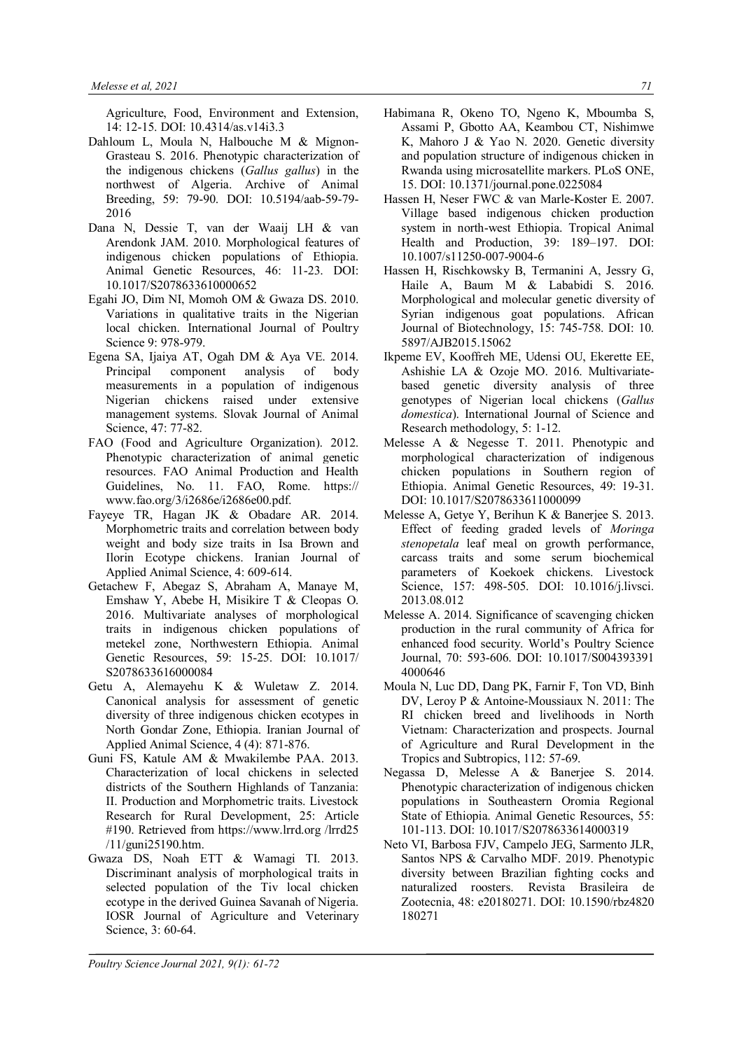Agriculture, Food, Environment and Extension, 14: 12-15. DOI: 10.4314/as.v14i3.3

Dahloum L, Moula N, Halbouche M & Mignon-Grasteau S. 2016. Phenotypic characterization of the indigenous chickens (*Gallus gallus*) in the northwest of Algeria. Archive of Animal Breeding, 59: 79-90. DOI: 10.5194/aab-59-79-2016

Dana N, Dessie T, van der Waaij LH & van Arendonk JAM. 2010. Morphological features of indigenous chicken populations of Ethiopia. Animal Genetic Resources, 46: 11-23. DOI: 10.1017/S2078633610000652

Egahi JO, Dim NI, Momoh OM & Gwaza DS. 2010. Variations in qualitative traits in the Nigerian local chicken. International Journal of Poultry Science 9: 978-979.

Egena SA, Ijaiya AT, Ogah DM & Aya VE. 2014. Principal component analysis of body measurements in a population of indigenous Nigerian chickens raised under extensive management systems. Slovak Journal of Animal Science, 47: 77-82.

FAO (Food and Agriculture Organization). 2012. Phenotypic characterization of animal genetic resources. FAO Animal Production and Health Guidelines, No. 11. FAO, Rome. https://www.fao.org/3/i2686e/i2686e00.pdf.

Fayeye TR, Hagan JK & Obadare AR. 2014. Morphometric traits and correlation between body weight and body size traits in Isa Brown and Ilorin Ecotype chickens. Iranian Journal of Applied Animal Science, 4: 609-614.

Getachew F, Abegaz S, Abraham A, Manaye M, Emshaw Y, Abebe H, Misikire T & Cleopas O. 2016. Multivariate analyses of morphological traits in indigenous chicken populations of metekel zone, Northwestern Ethiopia. Animal Genetic Resources, 59: 15-25. DOI: 10.1017/S2078633616000084

Getu A, Alemayehu K & Wuletaw Z. 2014. Canonical analysis for assessment of genetic diversity of three indigenous chicken ecotypes in North Gondar Zone, Ethiopia. Iranian Journal of Applied Animal Science, 4 (4): 871-876.

Guni FS, Katule AM & Mwakilembe PAA. 2013. Characterization of local chickens in selected districts of the Southern Highlands of Tanzania: II. Production and Morphometric traits. Livestock Research for Rural Development, 25: Article #190. Retrieved from https://www.lrrd.org /lrrd25/11/guni25190.htm.

Gwaza DS, Noah ETT & Wamagi TI. 2013. Discriminant analysis of morphological traits in selected population of the Tiv local chicken ecotype in the derived Guinea Savanah of Nigeria. IOSR Journal of Agriculture and Veterinary Science, 3: 60-64.

Habimana R, Okeno TO, Ngeno K, Mboumba S, Assami P, Gbotto AA, Keambou CT, Nishimwe K, Mahoro J & Yao N. 2020. Genetic diversity and population structure of indigenous chicken in Rwanda using microsatellite markers. PLoS ONE, 15. DOI: 10.1371/journal.pone.0225084

Hassen H, Neser FWC & van Marle-Koster E. 2007. Village based indigenous chicken production system in north-west Ethiopia. Tropical Animal Health and Production, 39: 189–197. DOI: 10.1007/s11250-007-9004-6

Hassen H, Rischkowsky B, Termanini A, Jessry G, Haile A, Baum M & Lababidi S. 2016. Morphological and molecular genetic diversity of Syrian indigenous goat populations. African Journal of Biotechnology, 15: 745-758. DOI: 10.5897/AJB2015.15062

Ikpeme EV, Kooffreh ME, Udensi OU, Ekerette EE, Ashishie LA & Ozoje MO. 2016. Multivariate-based genetic diversity analysis of three genotypes of Nigerian local chickens (*Gallus domestica*). International Journal of Science and Research methodology, 5: 1-12.

Melesse A & Negesse T. 2011. Phenotypic and morphological characterization of indigenous chicken populations in Southern region of Ethiopia. Animal Genetic Resources, 49: 19-31. DOI: 10.1017/S2078633611000099

Melesse A, Getye Y, Berihun K & Banerjee S. 2013. Effect of feeding graded levels of *Moringa stenopetala* leaf meal on growth performance, carcass traits and some serum biochemical parameters of Koekoek chickens. Livestock Science, 157: 498-505. DOI: 10.1016/j.livsci.2013.08.012

Melesse A. 2014. Significance of scavenging chicken production in the rural community of Africa for enhanced food security. World's Poultry Science Journal, 70: 593-606. DOI: 10.1017/S0043933914000646

Moula N, Luc DD, Dang PK, Farnir F, Ton VD, Binh DV, Leroy P & Antoine-Moussiaux N. 2011: The RI chicken breed and livelihoods in North Vietnam: Characterization and prospects. Journal of Agriculture and Rural Development in the Tropics and Subtropics, 112: 57-69.

Negassa D, Melesse A & Banerjee S. 2014. Phenotypic characterization of indigenous chicken populations in Southeastern Oromia Regional State of Ethiopia. Animal Genetic Resources, 55: 101-113. DOI: 10.1017/S2078633614000319

Neto VI, Barbosa FJV, Campelo JEG, Sarmento JLR, Santos NPS & Carvalho MDF. 2019. Phenotypic diversity between Brazilian fighting cocks and naturalized roosters. Revista Brasileira de Zootecnia, 48: e20180271. DOI: 10.1590/rbz4820180271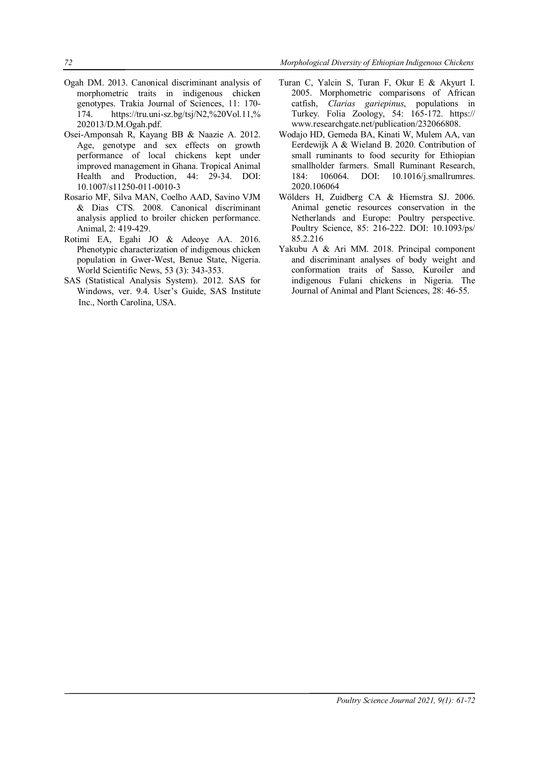Ogah DM. 2013. Canonical discriminant analysis of morphometric traits in indigenous chicken genotypes. Trakia Journal of Sciences, 11: 170-174. https://tru.uni-sz.bg/tsj/N2,%20Vol.11,%202013/D.M.Ogah.pdf.

Osei-Amponsah R, Kayang BB & Naazie A. 2012. Age, genotype and sex effects on growth performance of local chickens kept under improved management in Ghana. Tropical Animal Health and Production, 44: 29-34. DOI: 10.1007/s11250-011-0010-3

Rosario MF, Silva MAN, Coelho AAD, Savino VJM & Dias CTS. 2008. Canonical discriminant analysis applied to broiler chicken performance. Animal, 2: 419-429.

Rotimi EA, Egahi JO & Adeoye AA. 2016. Phenotypic characterization of indigenous chicken population in Gwer-West, Benue State, Nigeria. World Scientific News, 53 (3): 343-353.

SAS (Statistical Analysis System). 2012. SAS for Windows, ver. 9.4. User's Guide, SAS Institute Inc., North Carolina, USA.

Turan C, Yalcin S, Turan F, Okur E & Akyurt I. 2005. Morphometric comparisons of African catfish, *Clarias gariepinus*, populations in Turkey. Folia Zoology, 54: 165-172. https://www.researchgate.net/publication/232066808.

Wodajo HD, Gemeda BA, Kinati W, Mulem AA, van Eerdewijk A & Wieland B. 2020. Contribution of small ruminants to food security for Ethiopian smallholder farmers. Small Ruminant Research, 184: 106064. DOI: 10.1016/j.smallrumres.2020.106064

Wölders H, Zuidberg CA & Hiemstra SJ. 2006. Animal genetic resources conservation in the Netherlands and Europe: Poultry perspective. Poultry Science, 85: 216-222. DOI: 10.1093/ps/85.2.216

Yakubu A & Ari MM. 2018. Principal component and discriminant analyses of body weight and conformation traits of Sasso, Kuroiler and indigenous Fulani chickens in Nigeria. The Journal of Animal and Plant Sciences, 28: 46-55.